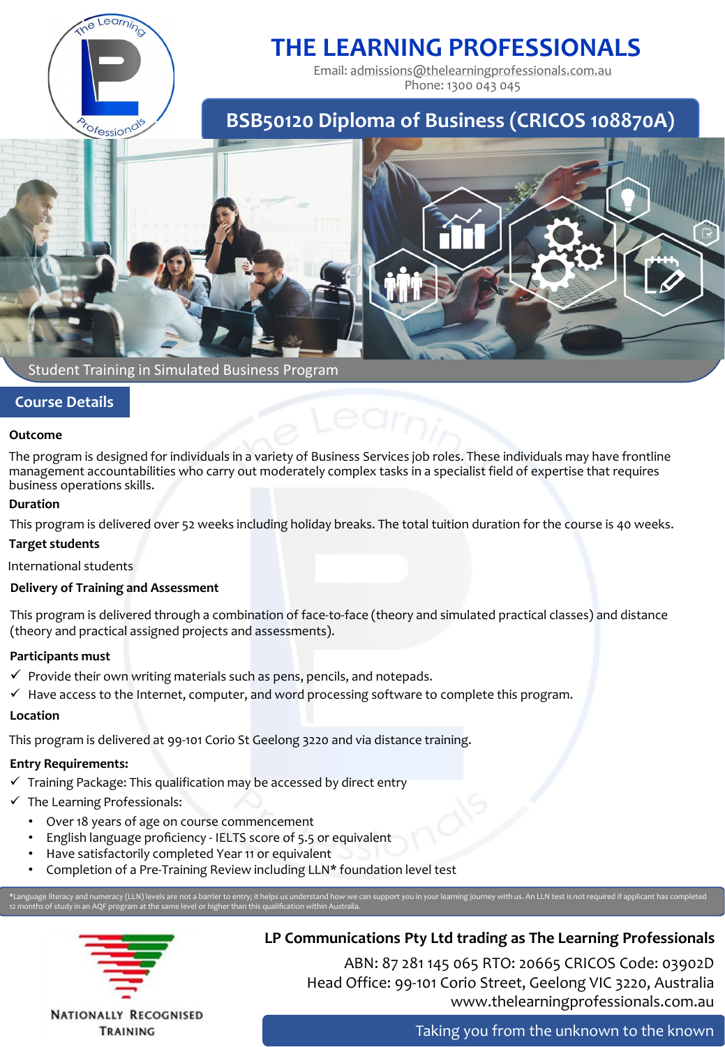# THE LEARNING PROFESSIONALS

Email: admissions@thelearningprofessionals.com.au
Phone: 1300 043 045

## BSB50120 Diploma of Business (CRICOS 108870A)

Student Training in Simulated Business Program

## Course Details

**Outcome**

The program is designed for individuals in a variety of Business Services job roles. These individuals may have frontline management accountabilities who carry out moderately complex tasks in a specialist field of expertise that requires business operations skills.

**Duration**

This program is delivered over 52 weeks including holiday breaks. The total tuition duration for the course is 40 weeks.

**Target students**

International students

**Delivery of Training and Assessment**

This program is delivered through a combination of face-to-face (theory and simulated practical classes) and distance (theory and practical assigned projects and assessments).

**Participants must**

- ✓ Provide their own writing materials such as pens, pencils, and notepads.
- ✓ Have access to the Internet, computer, and word processing software to complete this program.

**Location**

This program is delivered at 99-101 Corio St Geelong 3220 and via distance training.

**Entry Requirements:**

- ✓ Training Package: This qualification may be accessed by direct entry
- ✓ The Learning Professionals:
  - Over 18 years of age on course commencement
  - English language proficiency - IELTS score of 5.5 or equivalent
  - Have satisfactorily completed Year 11 or equivalent
  - Completion of a Pre-Training Review including LLN* foundation level test

*Language literacy and numeracy (LLN) levels are not a barrier to entry; it helps us understand how we can support you in your learning journey with us. An LLN test is not required if applicant has completed 12 months of study in an AQF program at the same level or higher than this qualification within Australia.

NATIONALLY RECOGNISED TRAINING

**LP Communications Pty Ltd trading as The Learning Professionals**

ABN: 87 281 145 065 RTO: 20665 CRICOS Code: 03902D
Head Office: 99-101 Corio Street, Geelong VIC 3220, Australia
www.thelearningprofessionals.com.au

Taking you from the unknown to the known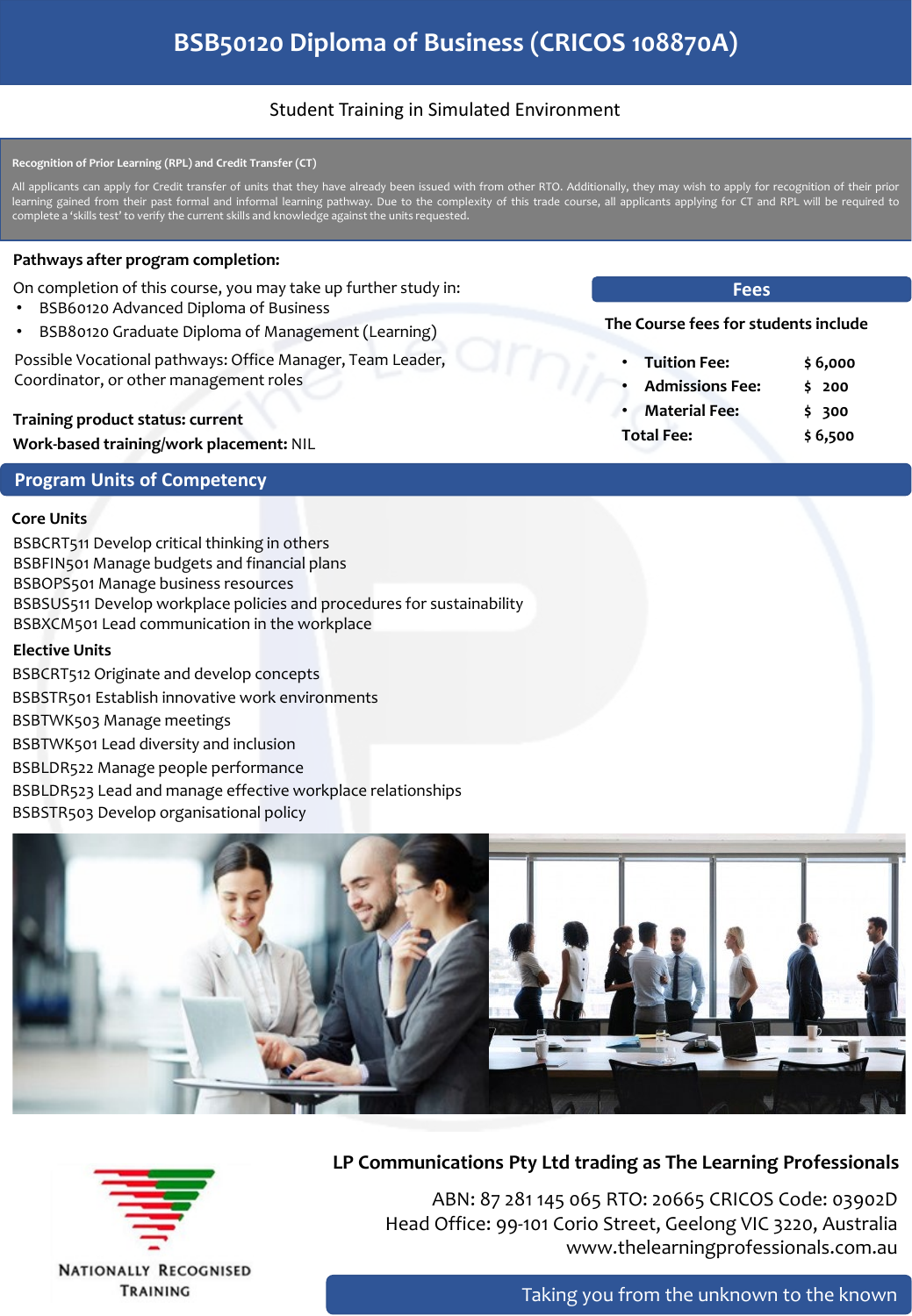# BSB50120 Diploma of Business (CRICOS 108870A)

Student Training in Simulated Environment

**Recognition of Prior Learning (RPL) and Credit Transfer (CT)**

All applicants can apply for Credit transfer of units that they have already been issued with from other RTO. Additionally, they may wish to apply for recognition of their prior learning gained from their past formal and informal learning pathway. Due to the complexity of this trade course, all applicants applying for CT and RPL will be required to complete a 'skills test' to verify the current skills and knowledge against the units requested.

**Pathways after program completion:**

On completion of this course, you may take up further study in:

- BSB60120 Advanced Diploma of Business
- BSB80120 Graduate Diploma of Management (Learning)

Possible Vocational pathways: Office Manager, Team Leader, Coordinator, or other management roles

**Training product status: current**

**Work-based training/work placement:** NIL

## Fees

**The Course fees for students include**

| | |
|---|---|
| • **Tuition Fee:** | **$ 6,000** |
| • **Admissions Fee:** | **$ 200** |
| • **Material Fee:** | **$ 300** |
| **Total Fee:** | **$ 6,500** |

## Program Units of Competency

**Core Units**

BSBCRT511 Develop critical thinking in others
BSBFIN501 Manage budgets and financial plans
BSBOPS501 Manage business resources
BSBSUS511 Develop workplace policies and procedures for sustainability
BSBXCM501 Lead communication in the workplace

**Elective Units**

BSBCRT512 Originate and develop concepts
BSBSTR501 Establish innovative work environments
BSBTWK503 Manage meetings
BSBTWK501 Lead diversity and inclusion
BSBLDR522 Manage people performance
BSBLDR523 Lead and manage effective workplace relationships
BSBSTR503 Develop organisational policy

NATIONALLY RECOGNISED TRAINING

**LP Communications Pty Ltd trading as The Learning Professionals**

ABN: 87 281 145 065 RTO: 20665 CRICOS Code: 03902D
Head Office: 99-101 Corio Street, Geelong VIC 3220, Australia
www.thelearningprofessionals.com.au

Taking you from the unknown to the known